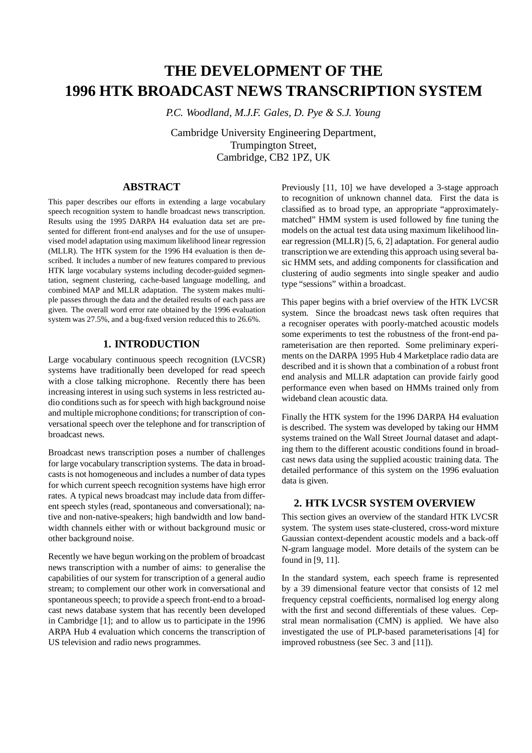# THE DEVELOPMENT OF THE 1996 HTK BROADCAST NEWS TRANSCRIPTION SYSTEM

*P.C. Woodland, M.J.F. Gales, D. Pye & S.J. Young*

Cambridge University Engineering Department,
Trumpington Street,
Cambridge, CB2 1PZ, UK

## ABSTRACT

This paper describes our efforts in extending a large vocabulary speech recognition system to handle broadcast news transcription. Results using the 1995 DARPA H4 evaluation data set are presented for different front-end analyses and for the use of unsupervised model adaptation using maximum likelihood linear regression (MLLR). The HTK system for the 1996 H4 evaluation is then described. It includes a number of new features compared to previous HTK large vocabulary systems including decoder-guided segmentation, segment clustering, cache-based language modelling, and combined MAP and MLLR adaptation. The system makes multiple passes through the data and the detailed results of each pass are given. The overall word error rate obtained by the 1996 evaluation system was 27.5%, and a bug-fixed version reduced this to 26.6%.

## 1. INTRODUCTION

Large vocabulary continuous speech recognition (LVCSR) systems have traditionally been developed for read speech with a close talking microphone. Recently there has been increasing interest in using such systems in less restricted audio conditions such as for speech with high background noise and multiple microphone conditions; for transcription of conversational speech over the telephone and for transcription of broadcast news.

Broadcast news transcription poses a number of challenges for large vocabulary transcription systems. The data in broadcasts is not homogeneous and includes a number of data types for which current speech recognition systems have high error rates. A typical news broadcast may include data from different speech styles (read, spontaneous and conversational); native and non-native-speakers; high bandwidth and low bandwidth channels either with or without background music or other background noise.

Recently we have begun working on the problem of broadcast news transcription with a number of aims: to generalise the capabilities of our system for transcription of a general audio stream; to complement our other work in conversational and spontaneous speech; to provide a speech front-end to a broadcast news database system that has recently been developed in Cambridge [1]; and to allow us to participate in the 1996 ARPA Hub 4 evaluation which concerns the transcription of US television and radio news programmes.

Previously [11, 10] we have developed a 3-stage approach to recognition of unknown channel data. First the data is classified as to broad type, an appropriate "approximately-matched" HMM system is used followed by fine tuning the models on the actual test data using maximum likelihood linear regression (MLLR) [5, 6, 2] adaptation. For general audio transcription we are extending this approach using several basic HMM sets, and adding components for classification and clustering of audio segments into single speaker and audio type "sessions" within a broadcast.

This paper begins with a brief overview of the HTK LVCSR system. Since the broadcast news task often requires that a recogniser operates with poorly-matched acoustic models some experiments to test the robustness of the front-end parameterisation are then reported. Some preliminary experiments on the DARPA 1995 Hub 4 Marketplace radio data are described and it is shown that a combination of a robust front end analysis and MLLR adaptation can provide fairly good performance even when based on HMMs trained only from wideband clean acoustic data.

Finally the HTK system for the 1996 DARPA H4 evaluation is described. The system was developed by taking our HMM systems trained on the Wall Street Journal dataset and adapting them to the different acoustic conditions found in broadcast news data using the supplied acoustic training data. The detailed performance of this system on the 1996 evaluation data is given.

## 2. HTK LVCSR SYSTEM OVERVIEW

This section gives an overview of the standard HTK LVCSR system. The system uses state-clustered, cross-word mixture Gaussian context-dependent acoustic models and a back-off N-gram language model. More details of the system can be found in [9, 11].

In the standard system, each speech frame is represented by a 39 dimensional feature vector that consists of 12 mel frequency cepstral coefficients, normalised log energy along with the first and second differentials of these values. Cepstral mean normalisation (CMN) is applied. We have also investigated the use of PLP-based parameterisations [4] for improved robustness (see Sec. 3 and [11]).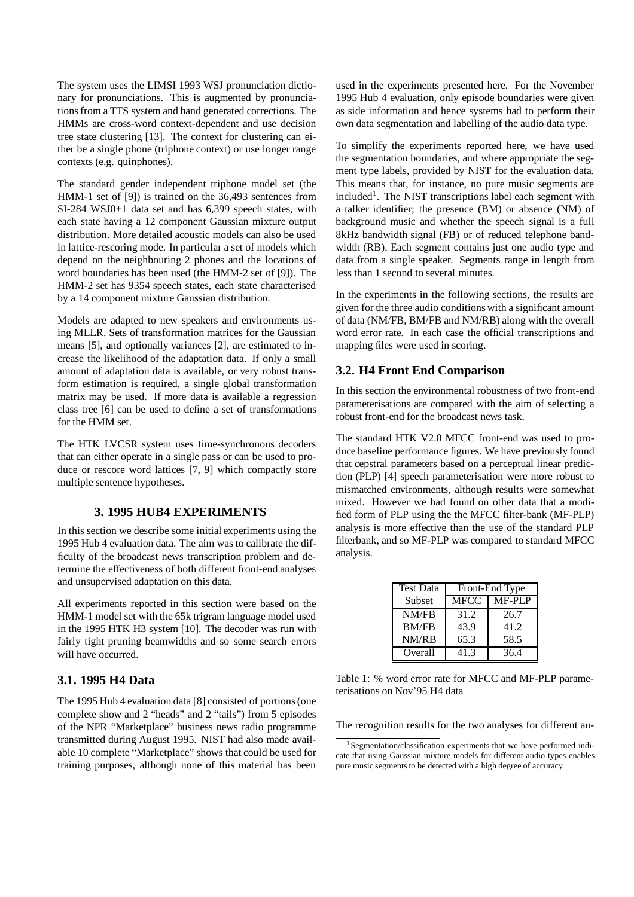The system uses the LIMSI 1993 WSJ pronunciation dictionary for pronunciations. This is augmented by pronunciations from a TTS system and hand generated corrections. The HMMs are cross-word context-dependent and use decision tree state clustering [13]. The context for clustering can either be a single phone (triphone context) or use longer range contexts (e.g. quinphones).

The standard gender independent triphone model set (the HMM-1 set of [9]) is trained on the 36,493 sentences from SI-284 WSJ0+1 data set and has 6,399 speech states, with each state having a 12 component Gaussian mixture output distribution. More detailed acoustic models can also be used in lattice-rescoring mode. In particular a set of models which depend on the neighbouring 2 phones and the locations of word boundaries has been used (the HMM-2 set of [9]). The HMM-2 set has 9354 speech states, each state characterised by a 14 component mixture Gaussian distribution.

Models are adapted to new speakers and environments using MLLR. Sets of transformation matrices for the Gaussian means [5], and optionally variances [2], are estimated to increase the likelihood of the adaptation data. If only a small amount of adaptation data is available, or very robust transform estimation is required, a single global transformation matrix may be used. If more data is available a regression class tree [6] can be used to define a set of transformations for the HMM set.

The HTK LVCSR system uses time-synchronous decoders that can either operate in a single pass or can be used to produce or rescore word lattices [7, 9] which compactly store multiple sentence hypotheses.

# 3. 1995 HUB4 EXPERIMENTS

In this section we describe some initial experiments using the 1995 Hub 4 evaluation data. The aim was to calibrate the difficulty of the broadcast news transcription problem and determine the effectiveness of both different front-end analyses and unsupervised adaptation on this data.

All experiments reported in this section were based on the HMM-1 model set with the 65k trigram language model used in the 1995 HTK H3 system [10]. The decoder was run with fairly tight pruning beamwidths and so some search errors will have occurred.

## 3.1. 1995 H4 Data

The 1995 Hub 4 evaluation data [8] consisted of portions (one complete show and 2 "heads" and 2 "tails") from 5 episodes of the NPR "Marketplace" business news radio programme transmitted during August 1995. NIST had also made available 10 complete "Marketplace" shows that could be used for training purposes, although none of this material has been used in the experiments presented here. For the November 1995 Hub 4 evaluation, only episode boundaries were given as side information and hence systems had to perform their own data segmentation and labelling of the audio data type.

To simplify the experiments reported here, we have used the segmentation boundaries, and where appropriate the segment type labels, provided by NIST for the evaluation data. This means that, for instance, no pure music segments are included[1]. The NIST transcriptions label each segment with a talker identifier; the presence (BM) or absence (NM) of background music and whether the speech signal is a full 8kHz bandwidth signal (FB) or of reduced telephone bandwidth (RB). Each segment contains just one audio type and data from a single speaker. Segments range in length from less than 1 second to several minutes.

In the experiments in the following sections, the results are given for the three audio conditions with a significant amount of data (NM/FB, BM/FB and NM/RB) along with the overall word error rate. In each case the official transcriptions and mapping files were used in scoring.

## 3.2. H4 Front End Comparison

In this section the environmental robustness of two front-end parameterisations are compared with the aim of selecting a robust front-end for the broadcast news task.

The standard HTK V2.0 MFCC front-end was used to produce baseline performance figures. We have previously found that cepstral parameters based on a perceptual linear prediction (PLP) [4] speech parameterisation were more robust to mismatched environments, although results were somewhat mixed. However we had found on other data that a modified form of PLP using the the MFCC filter-bank (MF-PLP) analysis is more effective than the use of the standard PLP filterbank, and so MF-PLP was compared to standard MFCC analysis.

| Test Data | Front-End Type | |
|---|---|---|
| Subset | MFCC | MF-PLP |
| NM/FB | 31.2 | 26.7 |
| BM/FB | 43.9 | 41.2 |
| NM/RB | 65.3 | 58.5 |
| Overall | 41.3 | 36.4 |

Table 1: % word error rate for MFCC and MF-PLP parameterisations on Nov'95 H4 data

The recognition results for the two analyses for different au-

[1] Segmentation/classification experiments that we have performed indicate that using Gaussian mixture models for different audio types enables pure music segments to be detected with a high degree of accuracy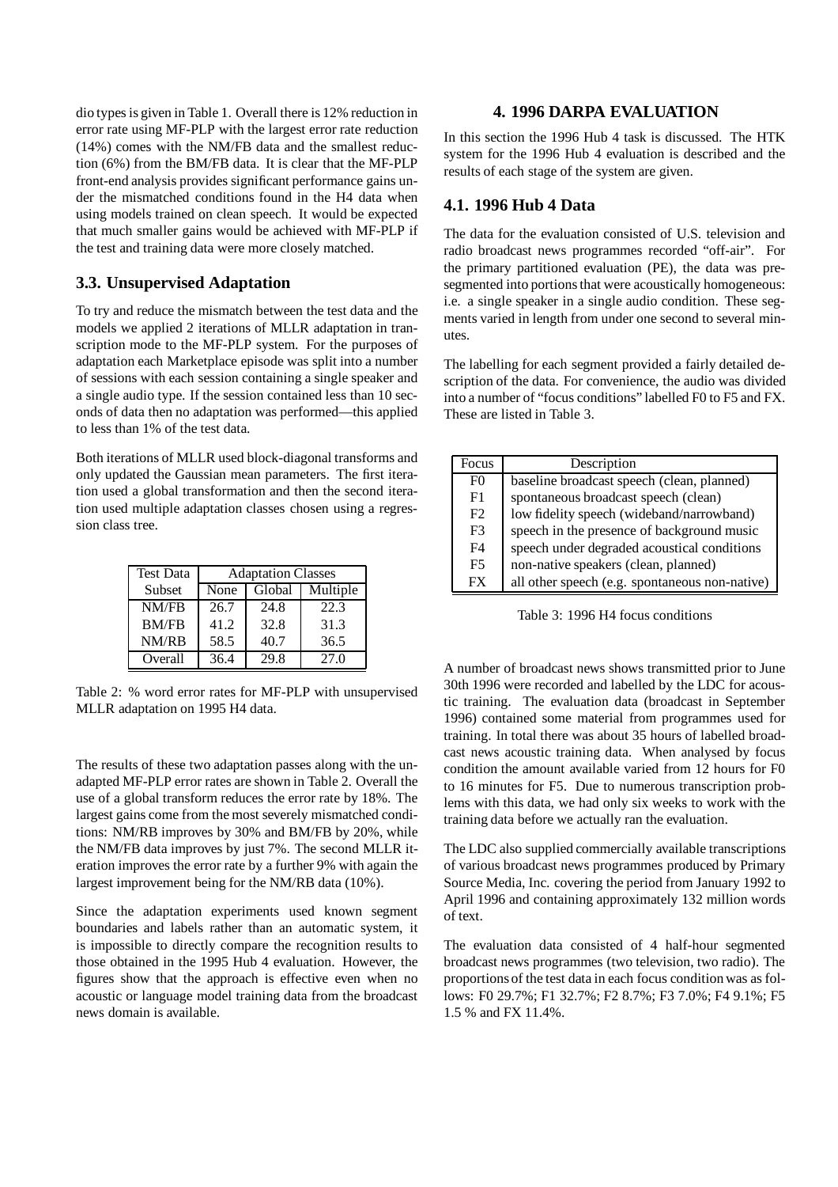dio types is given in Table 1. Overall there is 12% reduction in error rate using MF-PLP with the largest error rate reduction (14%) comes with the NM/FB data and the smallest reduction (6%) from the BM/FB data. It is clear that the MF-PLP front-end analysis provides significant performance gains under the mismatched conditions found in the H4 data when using models trained on clean speech. It would be expected that much smaller gains would be achieved with MF-PLP if the test and training data were more closely matched.

### 3.3. Unsupervised Adaptation

To try and reduce the mismatch between the test data and the models we applied 2 iterations of MLLR adaptation in transcription mode to the MF-PLP system. For the purposes of adaptation each Marketplace episode was split into a number of sessions with each session containing a single speaker and a single audio type. If the session contained less than 10 seconds of data then no adaptation was performed—this applied to less than 1% of the test data.

Both iterations of MLLR used block-diagonal transforms and only updated the Gaussian mean parameters. The first iteration used a global transformation and then the second iteration used multiple adaptation classes chosen using a regression class tree.

| Test Data | Adaptation Classes | | |
|---|---|---|---|
| Subset | None | Global | Multiple |
| NM/FB | 26.7 | 24.8 | 22.3 |
| BM/FB | 41.2 | 32.8 | 31.3 |
| NM/RB | 58.5 | 40.7 | 36.5 |
| Overall | 36.4 | 29.8 | 27.0 |

Table 2: % word error rates for MF-PLP with unsupervised MLLR adaptation on 1995 H4 data.

The results of these two adaptation passes along with the unadapted MF-PLP error rates are shown in Table 2. Overall the use of a global transform reduces the error rate by 18%. The largest gains come from the most severely mismatched conditions: NM/RB improves by 30% and BM/FB by 20%, while the NM/FB data improves by just 7%. The second MLLR iteration improves the error rate by a further 9% with again the largest improvement being for the NM/RB data (10%).

Since the adaptation experiments used known segment boundaries and labels rather than an automatic system, it is impossible to directly compare the recognition results to those obtained in the 1995 Hub 4 evaluation. However, the figures show that the approach is effective even when no acoustic or language model training data from the broadcast news domain is available.

## 4. 1996 DARPA EVALUATION

In this section the 1996 Hub 4 task is discussed. The HTK system for the 1996 Hub 4 evaluation is described and the results of each stage of the system are given.

### 4.1. 1996 Hub 4 Data

The data for the evaluation consisted of U.S. television and radio broadcast news programmes recorded "off-air". For the primary partitioned evaluation (PE), the data was presegmented into portions that were acoustically homogeneous: i.e. a single speaker in a single audio condition. These segments varied in length from under one second to several minutes.

The labelling for each segment provided a fairly detailed description of the data. For convenience, the audio was divided into a number of "focus conditions" labelled F0 to F5 and FX. These are listed in Table 3.

| Focus | Description |
|---|---|
| F0 | baseline broadcast speech (clean, planned) |
| F1 | spontaneous broadcast speech (clean) |
| F2 | low fidelity speech (wideband/narrowband) |
| F3 | speech in the presence of background music |
| F4 | speech under degraded acoustical conditions |
| F5 | non-native speakers (clean, planned) |
| FX | all other speech (e.g. spontaneous non-native) |

Table 3: 1996 H4 focus conditions

A number of broadcast news shows transmitted prior to June 30th 1996 were recorded and labelled by the LDC for acoustic training. The evaluation data (broadcast in September 1996) contained some material from programmes used for training. In total there was about 35 hours of labelled broadcast news acoustic training data. When analysed by focus condition the amount available varied from 12 hours for F0 to 16 minutes for F5. Due to numerous transcription problems with this data, we had only six weeks to work with the training data before we actually ran the evaluation.

The LDC also supplied commercially available transcriptions of various broadcast news programmes produced by Primary Source Media, Inc. covering the period from January 1992 to April 1996 and containing approximately 132 million words of text.

The evaluation data consisted of 4 half-hour segmented broadcast news programmes (two television, two radio). The proportions of the test data in each focus condition was as follows: F0 29.7%; F1 32.7%; F2 8.7%; F3 7.0%; F4 9.1%; F5 1.5 % and FX 11.4%.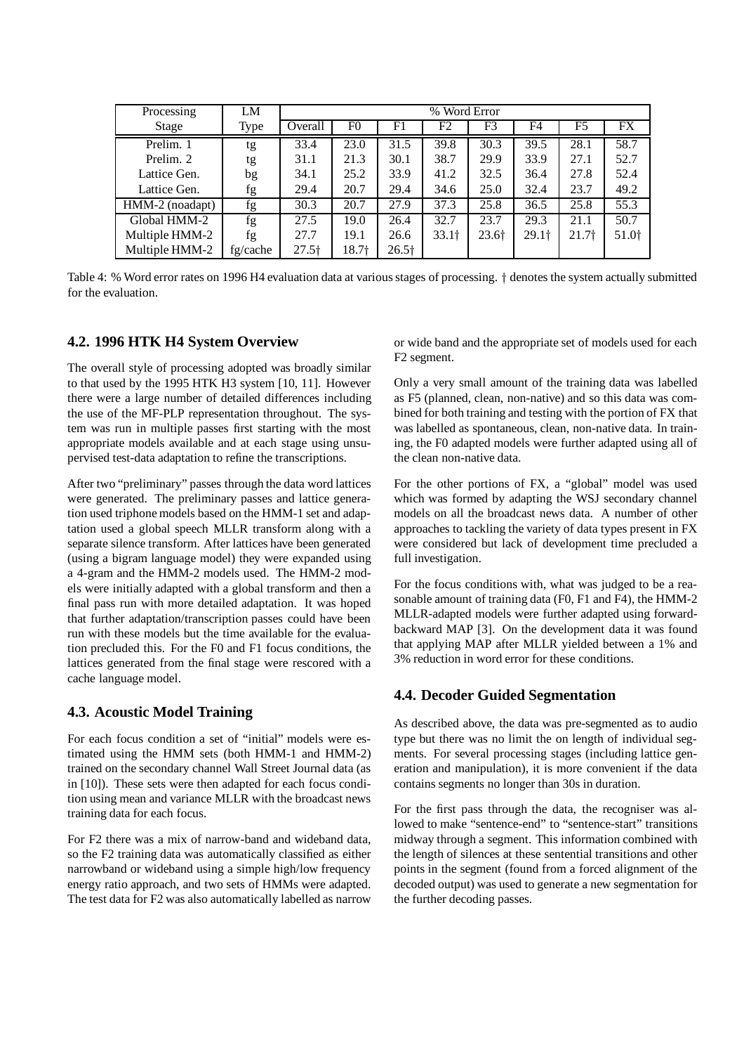| Processing | LM | % Word Error | | | | | | | |
|---|---|---|---|---|---|---|---|---|---|
| Stage | Type | Overall | F0 | F1 | F2 | F3 | F4 | F5 | FX |
| Prelim. 1 | tg | 33.4 | 23.0 | 31.5 | 39.8 | 30.3 | 39.5 | 28.1 | 58.7 |
| Prelim. 2 | tg | 31.1 | 21.3 | 30.1 | 38.7 | 29.9 | 33.9 | 27.1 | 52.7 |
| Lattice Gen. | bg | 34.1 | 25.2 | 33.9 | 41.2 | 32.5 | 36.4 | 27.8 | 52.4 |
| Lattice Gen. | fg | 29.4 | 20.7 | 29.4 | 34.6 | 25.0 | 32.4 | 23.7 | 49.2 |
| HMM-2 (noadapt) | fg | 30.3 | 20.7 | 27.9 | 37.3 | 25.8 | 36.5 | 25.8 | 55.3 |
| Global HMM-2 | fg | 27.5 | 19.0 | 26.4 | 32.7 | 23.7 | 29.3 | 21.1 | 50.7 |
| Multiple HMM-2 | fg | 27.7 | 19.1 | 26.6 | 33.1† | 23.6† | 29.1† | 21.7† | 51.0† |
| Multiple HMM-2 | fg/cache | 27.5† | 18.7† | 26.5† | | | | | |

Table 4: % Word error rates on 1996 H4 evaluation data at various stages of processing. † denotes the system actually submitted for the evaluation.

## 4.2. 1996 HTK H4 System Overview

The overall style of processing adopted was broadly similar to that used by the 1995 HTK H3 system [10, 11]. However there were a large number of detailed differences including the use of the MF-PLP representation throughout. The system was run in multiple passes first starting with the most appropriate models available and at each stage using unsupervised test-data adaptation to refine the transcriptions.

After two "preliminary" passes through the data word lattices were generated. The preliminary passes and lattice generation used triphone models based on the HMM-1 set and adaptation used a global speech MLLR transform along with a separate silence transform. After lattices have been generated (using a bigram language model) they were expanded using a 4-gram and the HMM-2 models used. The HMM-2 models were initially adapted with a global transform and then a final pass run with more detailed adaptation. It was hoped that further adaptation/transcription passes could have been run with these models but the time available for the evaluation precluded this. For the F0 and F1 focus conditions, the lattices generated from the final stage were rescored with a cache language model.

## 4.3. Acoustic Model Training

For each focus condition a set of "initial" models were estimated using the HMM sets (both HMM-1 and HMM-2) trained on the secondary channel Wall Street Journal data (as in [10]). These sets were then adapted for each focus condition using mean and variance MLLR with the broadcast news training data for each focus.

For F2 there was a mix of narrow-band and wideband data, so the F2 training data was automatically classified as either narrowband or wideband using a simple high/low frequency energy ratio approach, and two sets of HMMs were adapted. The test data for F2 was also automatically labelled as narrow or wide band and the appropriate set of models used for each F2 segment.

Only a very small amount of the training data was labelled as F5 (planned, clean, non-native) and so this data was combined for both training and testing with the portion of FX that was labelled as spontaneous, clean, non-native data. In training, the F0 adapted models were further adapted using all of the clean non-native data.

For the other portions of FX, a "global" model was used which was formed by adapting the WSJ secondary channel models on all the broadcast news data. A number of other approaches to tackling the variety of data types present in FX were considered but lack of development time precluded a full investigation.

For the focus conditions with, what was judged to be a reasonable amount of training data (F0, F1 and F4), the HMM-2 MLLR-adapted models were further adapted using forward-backward MAP [3]. On the development data it was found that applying MAP after MLLR yielded between a 1% and 3% reduction in word error for these conditions.

## 4.4. Decoder Guided Segmentation

As described above, the data was pre-segmented as to audio type but there was no limit the on length of individual segments. For several processing stages (including lattice generation and manipulation), it is more convenient if the data contains segments no longer than 30s in duration.

For the first pass through the data, the recogniser was allowed to make "sentence-end" to "sentence-start" transitions midway through a segment. This information combined with the length of silences at these sentential transitions and other points in the segment (found from a forced alignment of the decoded output) was used to generate a new segmentation for the further decoding passes.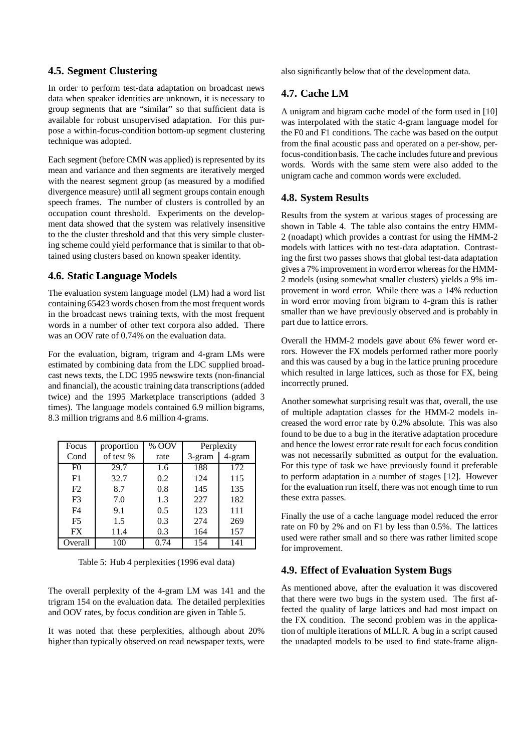### 4.5. Segment Clustering

In order to perform test-data adaptation on broadcast news data when speaker identities are unknown, it is necessary to group segments that are "similar" so that sufficient data is available for robust unsupervised adaptation. For this purpose a within-focus-condition bottom-up segment clustering technique was adopted.

Each segment (before CMN was applied) is represented by its mean and variance and then segments are iteratively merged with the nearest segment group (as measured by a modified divergence measure) until all segment groups contain enough speech frames. The number of clusters is controlled by an occupation count threshold. Experiments on the development data showed that the system was relatively insensitive to the the cluster threshold and that this very simple clustering scheme could yield performance that is similar to that obtained using clusters based on known speaker identity.

### 4.6. Static Language Models

The evaluation system language model (LM) had a word list containing 65423 words chosen from the most frequent words in the broadcast news training texts, with the most frequent words in a number of other text corpora also added. There was an OOV rate of 0.74% on the evaluation data.

For the evaluation, bigram, trigram and 4-gram LMs were estimated by combining data from the LDC supplied broadcast news texts, the LDC 1995 newswire texts (non-financial and financial), the acoustic training data transcriptions (added twice) and the 1995 Marketplace transcriptions (added 3 times). The language models contained 6.9 million bigrams, 8.3 million trigrams and 8.6 million 4-grams.

| Focus Cond | proportion of test % | % OOV rate | Perplexity | |
|---|---|---|---|---|
| | | | 3-gram | 4-gram |
| F0 | 29.7 | 1.6 | 188 | 172 |
| F1 | 32.7 | 0.2 | 124 | 115 |
| F2 | 8.7 | 0.8 | 145 | 135 |
| F3 | 7.0 | 1.3 | 227 | 182 |
| F4 | 9.1 | 0.5 | 123 | 111 |
| F5 | 1.5 | 0.3 | 274 | 269 |
| FX | 11.4 | 0.3 | 164 | 157 |
| Overall | 100 | 0.74 | 154 | 141 |

Table 5: Hub 4 perplexities (1996 eval data)

The overall perplexity of the 4-gram LM was 141 and the trigram 154 on the evaluation data. The detailed perplexities and OOV rates, by focus condition are given in Table 5.

It was noted that these perplexities, although about 20% higher than typically observed on read newspaper texts, were also significantly below that of the development data.

### 4.7. Cache LM

A unigram and bigram cache model of the form used in [10] was interpolated with the static 4-gram language model for the F0 and F1 conditions. The cache was based on the output from the final acoustic pass and operated on a per-show, per-focus-condition basis. The cache includes future and previous words. Words with the same stem were also added to the unigram cache and common words were excluded.

### 4.8. System Results

Results from the system at various stages of processing are shown in Table 4. The table also contains the entry HMM-2 (noadapt) which provides a contrast for using the HMM-2 models with lattices with no test-data adaptation. Contrasting the first two passes shows that global test-data adaptation gives a 7% improvement in word error whereas for the HMM-2 models (using somewhat smaller clusters) yields a 9% improvement in word error. While there was a 14% reduction in word error moving from bigram to 4-gram this is rather smaller than we have previously observed and is probably in part due to lattice errors.

Overall the HMM-2 models gave about 6% fewer word errors. However the FX models performed rather more poorly and this was caused by a bug in the lattice pruning procedure which resulted in large lattices, such as those for FX, being incorrectly pruned.

Another somewhat surprising result was that, overall, the use of multiple adaptation classes for the HMM-2 models increased the word error rate by 0.2% absolute. This was also found to be due to a bug in the iterative adaptation procedure and hence the lowest error rate result for each focus condition was not necessarily submitted as output for the evaluation. For this type of task we have previously found it preferable to perform adaptation in a number of stages [12]. However for the evaluation run itself, there was not enough time to run these extra passes.

Finally the use of a cache language model reduced the error rate on F0 by 2% and on F1 by less than 0.5%. The lattices used were rather small and so there was rather limited scope for improvement.

### 4.9. Effect of Evaluation System Bugs

As mentioned above, after the evaluation it was discovered that there were two bugs in the system used. The first affected the quality of large lattices and had most impact on the FX condition. The second problem was in the application of multiple iterations of MLLR. A bug in a script caused the unadapted models to be used to find state-frame align-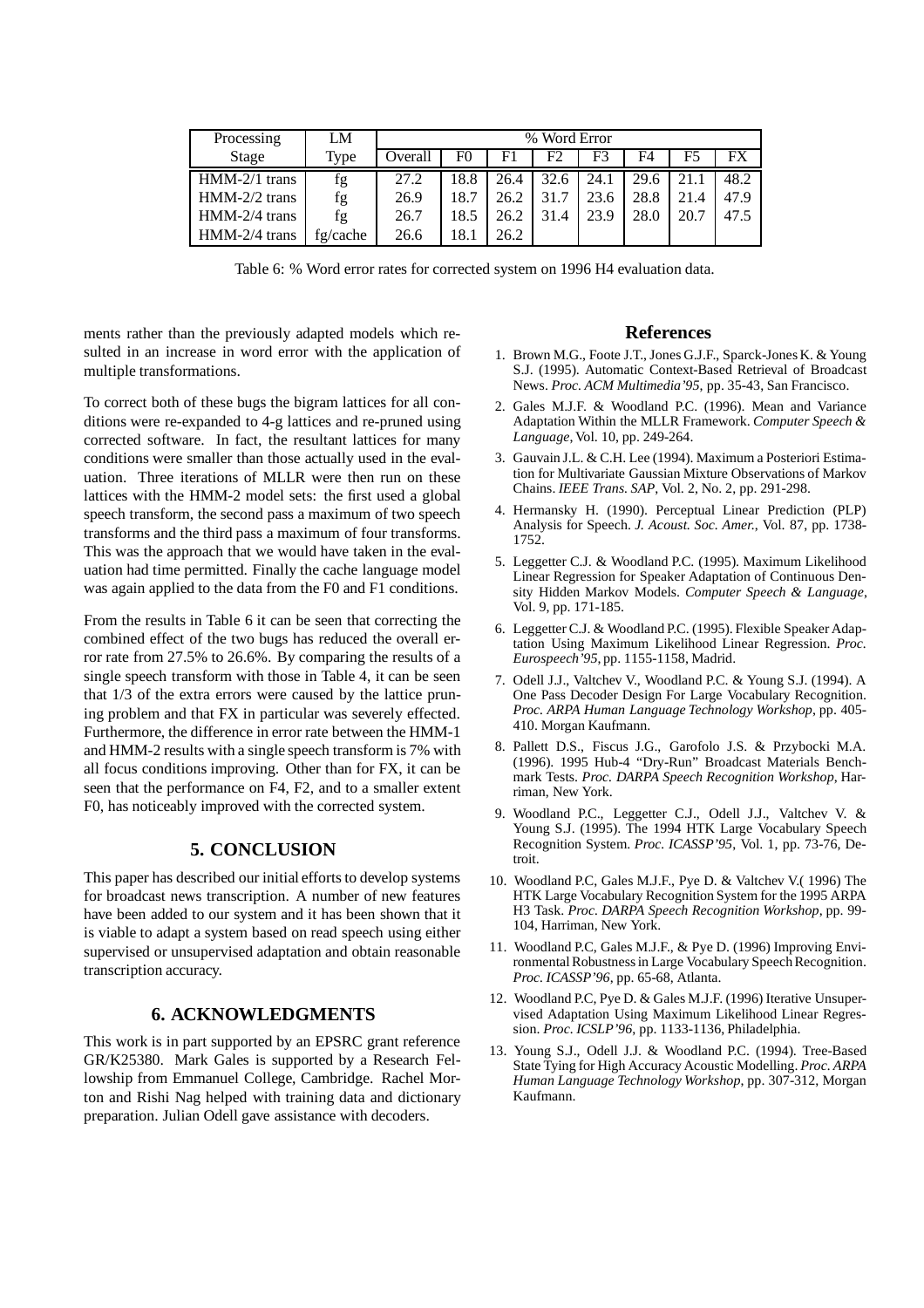| Processing | LM | % Word Error | | | | | | | |
|---|---|---|---|---|---|---|---|---|---|
| Stage | Type | Overall | F0 | F1 | F2 | F3 | F4 | F5 | FX |
| HMM-2/1 trans | fg | 27.2 | 18.8 | 26.4 | 32.6 | 24.1 | 29.6 | 21.1 | 48.2 |
| HMM-2/2 trans | fg | 26.9 | 18.7 | 26.2 | 31.7 | 23.6 | 28.8 | 21.4 | 47.9 |
| HMM-2/4 trans | fg | 26.7 | 18.5 | 26.2 | 31.4 | 23.9 | 28.0 | 20.7 | 47.5 |
| HMM-2/4 trans | fg/cache | 26.6 | 18.1 | 26.2 | | | | | |

Table 6: % Word error rates for corrected system on 1996 H4 evaluation data.

ments rather than the previously adapted models which resulted in an increase in word error with the application of multiple transformations.

To correct both of these bugs the bigram lattices for all conditions were re-expanded to 4-g lattices and re-pruned using corrected software. In fact, the resultant lattices for many conditions were smaller than those actually used in the evaluation. Three iterations of MLLR were then run on these lattices with the HMM-2 model sets: the first used a global speech transform, the second pass a maximum of two speech transforms and the third pass a maximum of four transforms. This was the approach that we would have taken in the evaluation had time permitted. Finally the cache language model was again applied to the data from the F0 and F1 conditions.

From the results in Table 6 it can be seen that correcting the combined effect of the two bugs has reduced the overall error rate from 27.5% to 26.6%. By comparing the results of a single speech transform with those in Table 4, it can be seen that 1/3 of the extra errors were caused by the lattice pruning problem and that FX in particular was severely effected. Furthermore, the difference in error rate between the HMM-1 and HMM-2 results with a single speech transform is 7% with all focus conditions improving. Other than for FX, it can be seen that the performance on F4, F2, and to a smaller extent F0, has noticeably improved with the corrected system.

## 5. CONCLUSION

This paper has described our initial efforts to develop systems for broadcast news transcription. A number of new features have been added to our system and it has been shown that it is viable to adapt a system based on read speech using either supervised or unsupervised adaptation and obtain reasonable transcription accuracy.

## 6. ACKNOWLEDGMENTS

This work is in part supported by an EPSRC grant reference GR/K25380. Mark Gales is supported by a Research Fellowship from Emmanuel College, Cambridge. Rachel Morton and Rishi Nag helped with training data and dictionary preparation. Julian Odell gave assistance with decoders.

## References

1. Brown M.G., Foote J.T., Jones G.J.F., Sparck-Jones K. & Young S.J. (1995). Automatic Context-Based Retrieval of Broadcast News. *Proc. ACM Multimedia'95*, pp. 35-43, San Francisco.
2. Gales M.J.F. & Woodland P.C. (1996). Mean and Variance Adaptation Within the MLLR Framework. *Computer Speech & Language*, Vol. 10, pp. 249-264.
3. Gauvain J.L. & C.H. Lee (1994). Maximum a Posteriori Estimation for Multivariate Gaussian Mixture Observations of Markov Chains. *IEEE Trans. SAP*, Vol. 2, No. 2, pp. 291-298.
4. Hermansky H. (1990). Perceptual Linear Prediction (PLP) Analysis for Speech. *J. Acoust. Soc. Amer.*, Vol. 87, pp. 1738-1752.
5. Leggetter C.J. & Woodland P.C. (1995). Maximum Likelihood Linear Regression for Speaker Adaptation of Continuous Density Hidden Markov Models. *Computer Speech & Language*, Vol. 9, pp. 171-185.
6. Leggetter C.J. & Woodland P.C. (1995). Flexible Speaker Adaptation Using Maximum Likelihood Linear Regression. *Proc. Eurospeech'95*, pp. 1155-1158, Madrid.
7. Odell J.J., Valtchev V., Woodland P.C. & Young S.J. (1994). A One Pass Decoder Design For Large Vocabulary Recognition. *Proc. ARPA Human Language Technology Workshop*, pp. 405-410. Morgan Kaufmann.
8. Pallett D.S., Fiscus J.G., Garofolo J.S. & Przybocki M.A. (1996). 1995 Hub-4 "Dry-Run" Broadcast Materials Benchmark Tests. *Proc. DARPA Speech Recognition Workshop*, Harriman, New York.
9. Woodland P.C., Leggetter C.J., Odell J.J., Valtchev V. & Young S.J. (1995). The 1994 HTK Large Vocabulary Speech Recognition System. *Proc. ICASSP'95*, Vol. 1, pp. 73-76, Detroit.
10. Woodland P.C, Gales M.J.F., Pye D. & Valtchev V.( 1996) The HTK Large Vocabulary Recognition System for the 1995 ARPA H3 Task. *Proc. DARPA Speech Recognition Workshop*, pp. 99-104, Harriman, New York.
11. Woodland P.C, Gales M.J.F., & Pye D. (1996) Improving Environmental Robustness in Large Vocabulary Speech Recognition. *Proc. ICASSP'96*, pp. 65-68, Atlanta.
12. Woodland P.C, Pye D. & Gales M.J.F. (1996) Iterative Unsupervised Adaptation Using Maximum Likelihood Linear Regression. *Proc. ICSLP'96*, pp. 1133-1136, Philadelphia.
13. Young S.J., Odell J.J. & Woodland P.C. (1994). Tree-Based State Tying for High Accuracy Acoustic Modelling. *Proc. ARPA Human Language Technology Workshop*, pp. 307-312, Morgan Kaufmann.